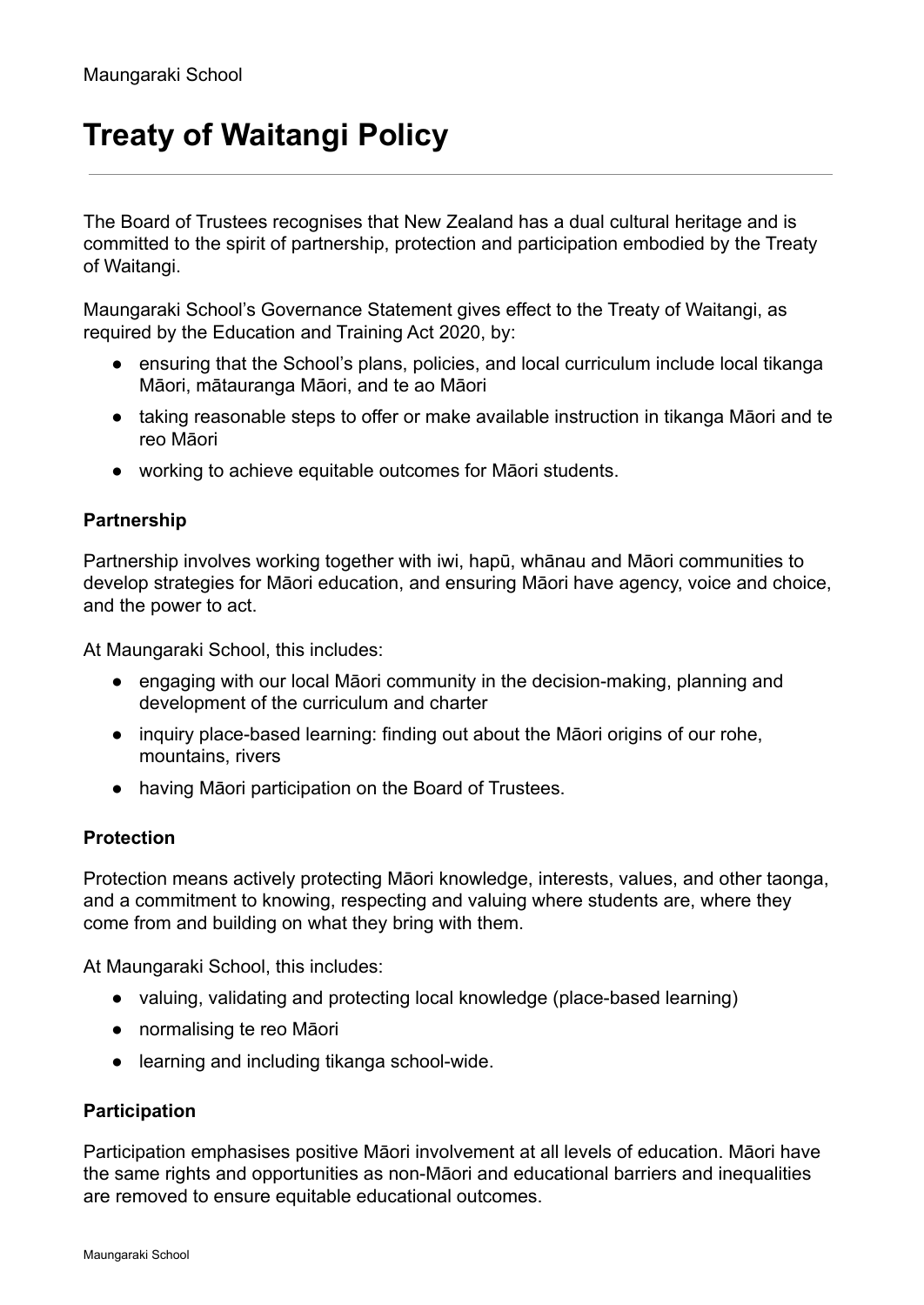Maungaraki School

# Treaty of Waitangi Policy

---

The Board of Trustees recognises that New Zealand has a dual cultural heritage and is committed to the spirit of partnership, protection and participation embodied by the Treaty of Waitangi.

Maungaraki School's Governance Statement gives effect to the Treaty of Waitangi, as required by the Education and Training Act 2020, by:

- ensuring that the School's plans, policies, and local curriculum include local tikanga Māori, mātauranga Māori, and te ao Māori
- taking reasonable steps to offer or make available instruction in tikanga Māori and te reo Māori
- working to achieve equitable outcomes for Māori students.

### Partnership

Partnership involves working together with iwi, hapū, whānau and Māori communities to develop strategies for Māori education, and ensuring Māori have agency, voice and choice, and the power to act.

At Maungaraki School, this includes:

- engaging with our local Māori community in the decision-making, planning and development of the curriculum and charter
- inquiry place-based learning: finding out about the Māori origins of our rohe, mountains, rivers
- having Māori participation on the Board of Trustees.

### Protection

Protection means actively protecting Māori knowledge, interests, values, and other taonga, and a commitment to knowing, respecting and valuing where students are, where they come from and building on what they bring with them.

At Maungaraki School, this includes:

- valuing, validating and protecting local knowledge (place-based learning)
- normalising te reo Māori
- learning and including tikanga school-wide.

### Participation

Participation emphasises positive Māori involvement at all levels of education. Māori have the same rights and opportunities as non-Māori and educational barriers and inequalities are removed to ensure equitable educational outcomes.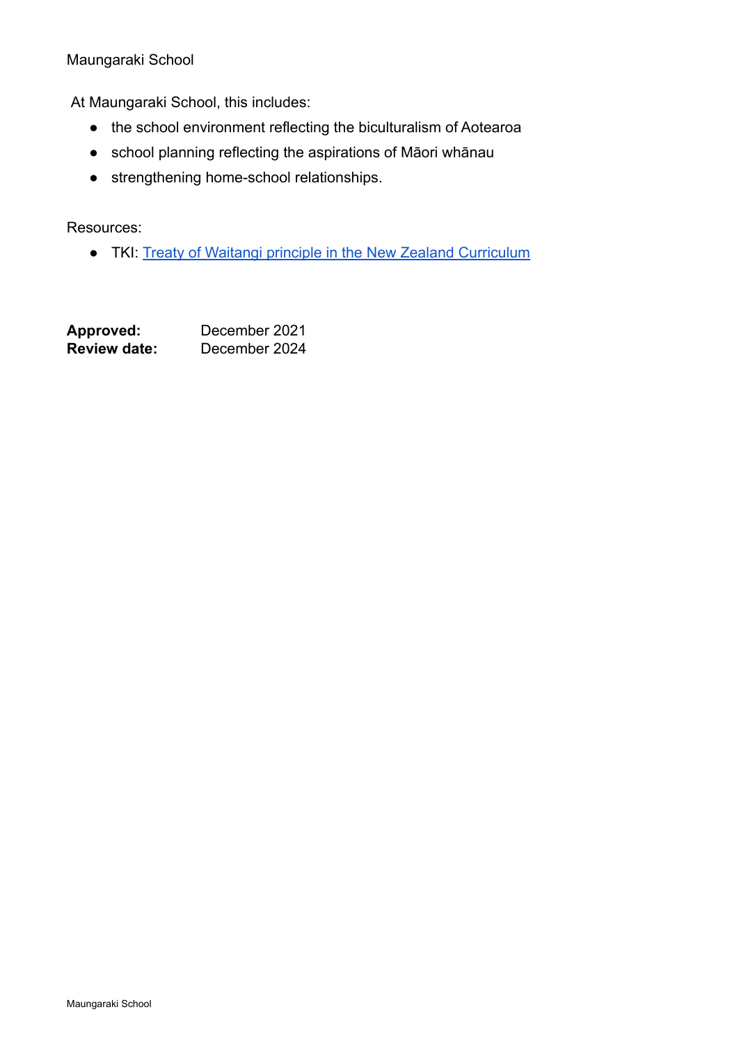At Maungaraki School, this includes:

- the school environment reflecting the biculturalism of Aotearoa
- school planning reflecting the aspirations of Māori whānau
- strengthening home-school relationships.

Resources:

- TKI: Treaty of Waitangi principle in the New Zealand Curriculum

| | |
|---|---|
| **Approved:** | December 2021 |
| **Review date:** | December 2024 |